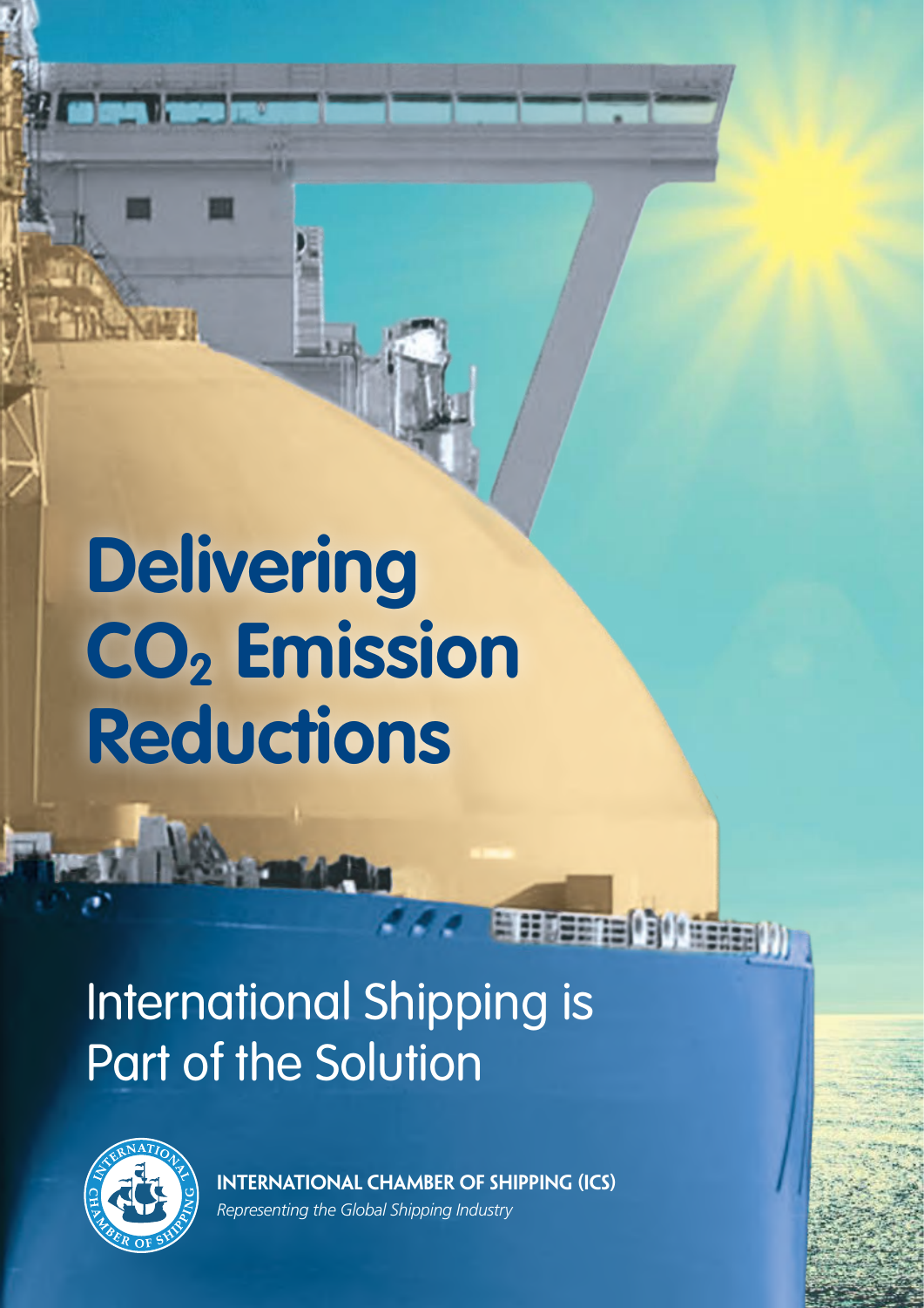# Delivering $CO_2$ Emission Reductions

## International Shipping is Part of the Solution

**INTERNATIONAL CHAMBER OF SHIPPING (ICS)**

*Representing the Global Shipping Industry*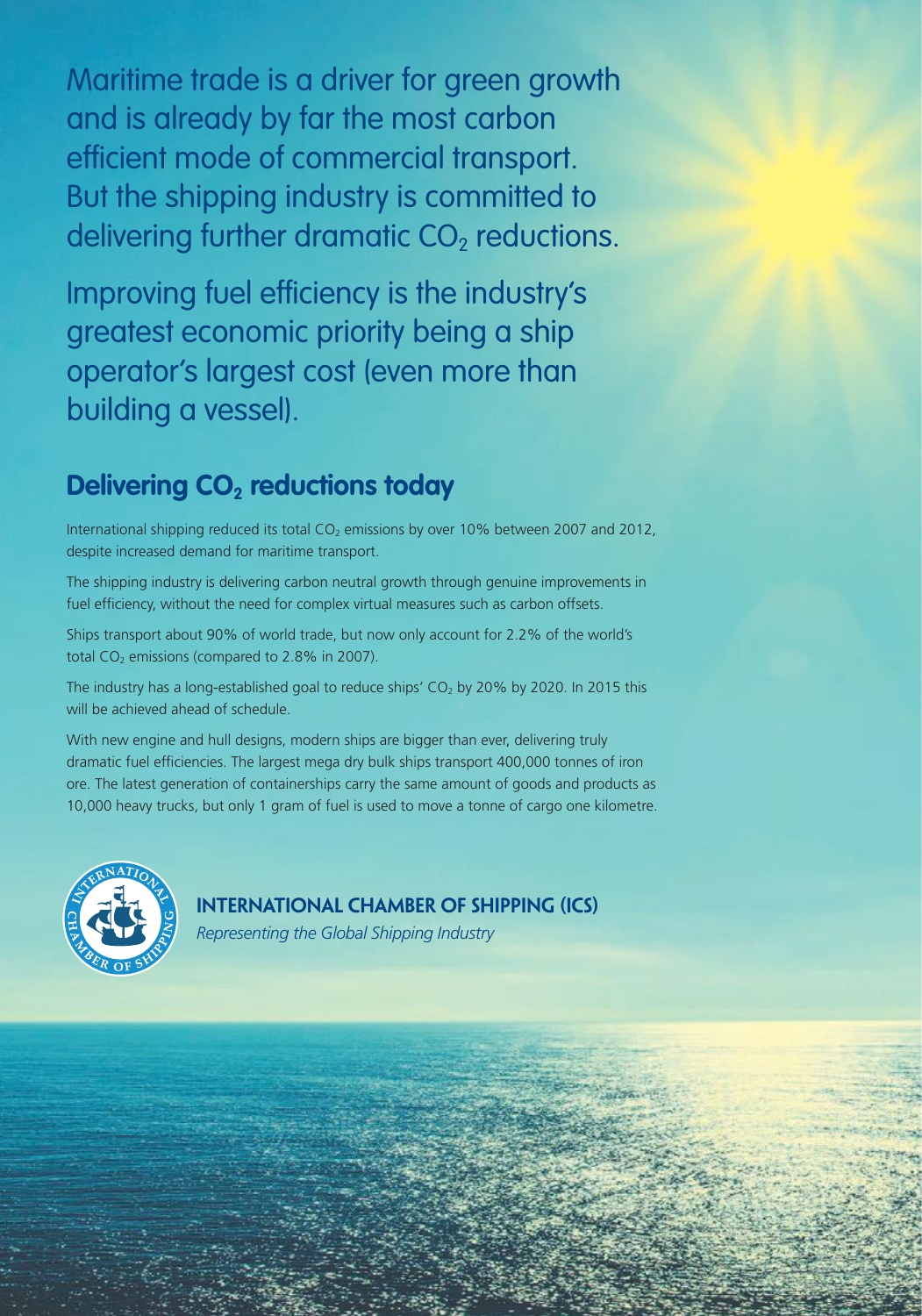Maritime trade is a driver for green growth and is already by far the most carbon efficient mode of commercial transport. But the shipping industry is committed to delivering further dramatic $CO_2$ reductions.

Improving fuel efficiency is the industry's greatest economic priority being a ship operator's largest cost (even more than building a vessel).

## Delivering $CO_2$ reductions today

International shipping reduced its total $CO_2$ emissions by over 10% between 2007 and 2012, despite increased demand for maritime transport.

The shipping industry is delivering carbon neutral growth through genuine improvements in fuel efficiency, without the need for complex virtual measures such as carbon offsets.

Ships transport about 90% of world trade, but now only account for 2.2% of the world's total $CO_2$ emissions (compared to 2.8% in 2007).

The industry has a long-established goal to reduce ships' $CO_2$ by 20% by 2020. In 2015 this will be achieved ahead of schedule.

With new engine and hull designs, modern ships are bigger than ever, delivering truly dramatic fuel efficiencies. The largest mega dry bulk ships transport 400,000 tonnes of iron ore. The latest generation of containerships carry the same amount of goods and products as 10,000 heavy trucks, but only 1 gram of fuel is used to move a tonne of cargo one kilometre.

**INTERNATIONAL CHAMBER OF SHIPPING (ICS)**

*Representing the Global Shipping Industry*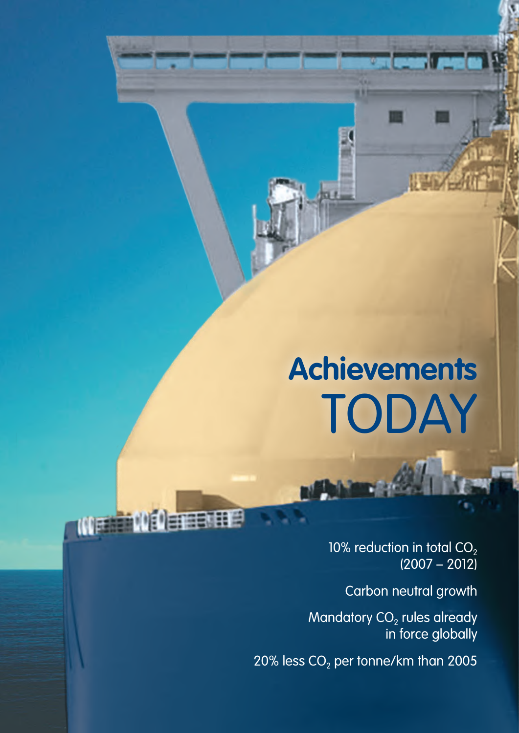# Achievements TODAY

10% reduction in total $CO_2$ (2007 – 2012)

Carbon neutral growth

Mandatory $CO_2$ rules already in force globally

20% less $CO_2$ per tonne/km than 2005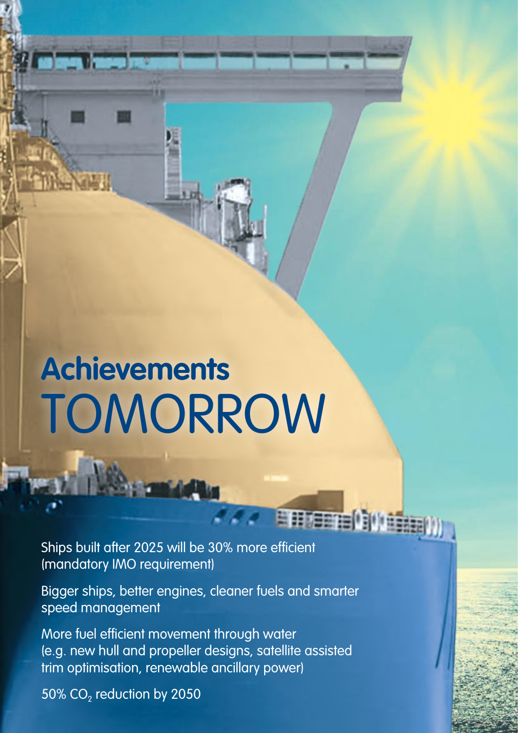# Achievements TOMORROW

Ships built after 2025 will be 30% more efficient (mandatory IMO requirement)

Bigger ships, better engines, cleaner fuels and smarter speed management

More fuel efficient movement through water (e.g. new hull and propeller designs, satellite assisted trim optimisation, renewable ancillary power)

50% $CO_2$ reduction by 2050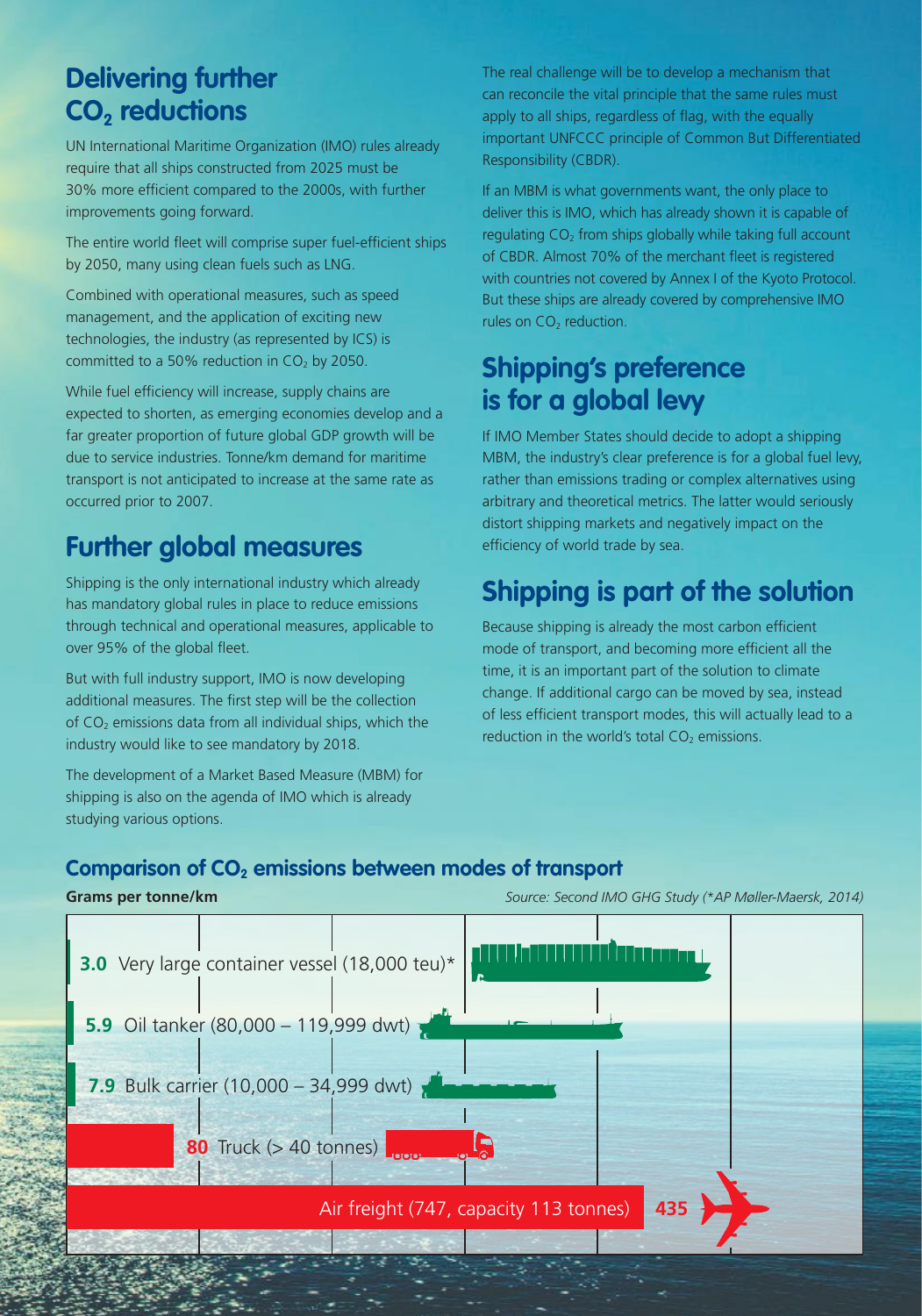## Delivering further $CO_2$ reductions

UN International Maritime Organization (IMO) rules already require that all ships constructed from 2025 must be 30% more efficient compared to the 2000s, with further improvements going forward.

The entire world fleet will comprise super fuel-efficient ships by 2050, many using clean fuels such as LNG.

Combined with operational measures, such as speed management, and the application of exciting new technologies, the industry (as represented by ICS) is committed to a 50% reduction in $CO_2$ by 2050.

While fuel efficiency will increase, supply chains are expected to shorten, as emerging economies develop and a far greater proportion of future global GDP growth will be due to service industries. Tonne/km demand for maritime transport is not anticipated to increase at the same rate as occurred prior to 2007.

## Further global measures

Shipping is the only international industry which already has mandatory global rules in place to reduce emissions through technical and operational measures, applicable to over 95% of the global fleet.

But with full industry support, IMO is now developing additional measures. The first step will be the collection of $CO_2$ emissions data from all individual ships, which the industry would like to see mandatory by 2018.

The development of a Market Based Measure (MBM) for shipping is also on the agenda of IMO which is already studying various options.

The real challenge will be to develop a mechanism that can reconcile the vital principle that the same rules must apply to all ships, regardless of flag, with the equally important UNFCCC principle of Common But Differentiated Responsibility (CBDR).

If an MBM is what governments want, the only place to deliver this is IMO, which has already shown it is capable of regulating $CO_2$ from ships globally while taking full account of CBDR. Almost 70% of the merchant fleet is registered with countries not covered by Annex I of the Kyoto Protocol. But these ships are already covered by comprehensive IMO rules on $CO_2$ reduction.

## Shipping's preference is for a global levy

If IMO Member States should decide to adopt a shipping MBM, the industry's clear preference is for a global fuel levy, rather than emissions trading or complex alternatives using arbitrary and theoretical metrics. The latter would seriously distort shipping markets and negatively impact on the efficiency of world trade by sea.

## Shipping is part of the solution

Because shipping is already the most carbon efficient mode of transport, and becoming more efficient all the time, it is an important part of the solution to climate change. If additional cargo can be moved by sea, instead of less efficient transport modes, this will actually lead to a reduction in the world's total $CO_2$ emissions.

### Comparison of $CO_2$ emissions between modes of transport

**Grams per tonne/km**

*Source: Second IMO GHG Study (\*AP Møller-Maersk, 2014)*

| Mode of transport | Grams per tonne/km |
|---|---|
| Very large container vessel (18,000 teu)* | 3.0 |
| Oil tanker (80,000 – 119,999 dwt) | 5.9 |
| Bulk carrier (10,000 – 34,999 dwt) | 7.9 |
| Truck (> 40 tonnes) | 80 |
| Air freight (747, capacity 113 tonnes) | 435 |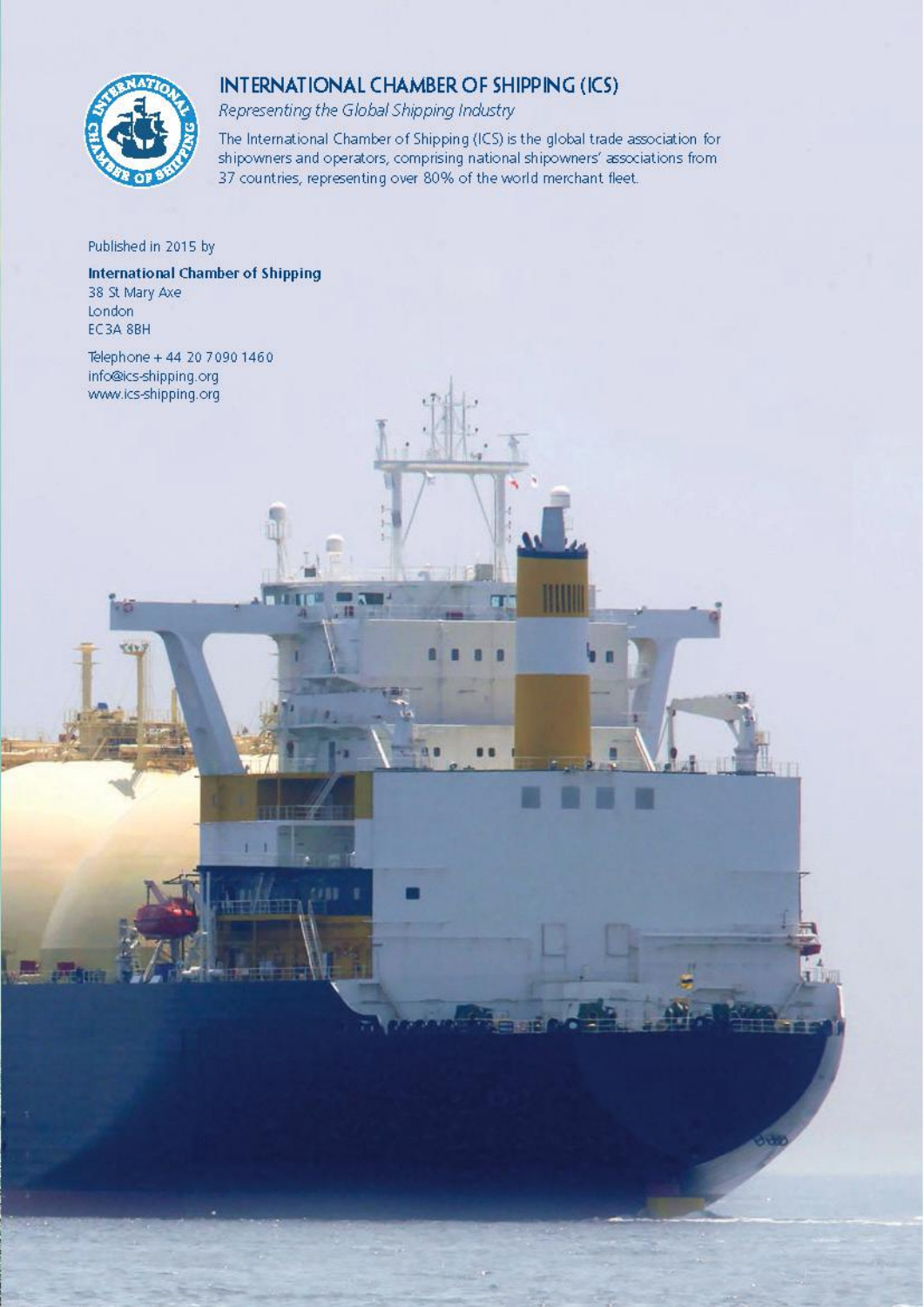## INTERNATIONAL CHAMBER OF SHIPPING (ICS)

*Representing the Global Shipping Industry*

The International Chamber of Shipping (ICS) is the global trade association for shipowners and operators, comprising national shipowners' associations from 37 countries, representing over 80% of the world merchant fleet.

Published in 2015 by

**International Chamber of Shipping**
38 St Mary Axe
London
EC3A 8BH

Telephone + 44 20 7090 1460
info@ics-shipping.org
www.ics-shipping.org